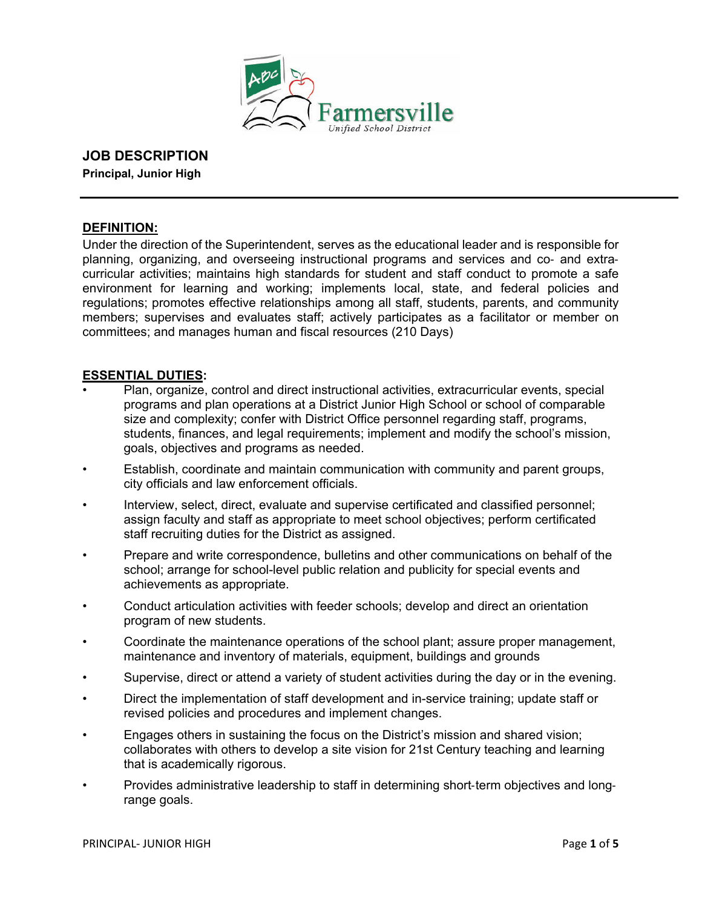Farmersville
Unified School District

# JOB DESCRIPTION

**Principal, Junior High**

## DEFINITION:

Under the direction of the Superintendent, serves as the educational leader and is responsible for planning, organizing, and overseeing instructional programs and services and co- and extra-curricular activities; maintains high standards for student and staff conduct to promote a safe environment for learning and working; implements local, state, and federal policies and regulations; promotes effective relationships among all staff, students, parents, and community members; supervises and evaluates staff; actively participates as a facilitator or member on committees; and manages human and fiscal resources (210 Days)

## ESSENTIAL DUTIES:

- Plan, organize, control and direct instructional activities, extracurricular events, special programs and plan operations at a District Junior High School or school of comparable size and complexity; confer with District Office personnel regarding staff, programs, students, finances, and legal requirements; implement and modify the school's mission, goals, objectives and programs as needed.
- Establish, coordinate and maintain communication with community and parent groups, city officials and law enforcement officials.
- Interview, select, direct, evaluate and supervise certificated and classified personnel; assign faculty and staff as appropriate to meet school objectives; perform certificated staff recruiting duties for the District as assigned.
- Prepare and write correspondence, bulletins and other communications on behalf of the school; arrange for school-level public relation and publicity for special events and achievements as appropriate.
- Conduct articulation activities with feeder schools; develop and direct an orientation program of new students.
- Coordinate the maintenance operations of the school plant; assure proper management, maintenance and inventory of materials, equipment, buildings and grounds
- Supervise, direct or attend a variety of student activities during the day or in the evening.
- Direct the implementation of staff development and in-service training; update staff or revised policies and procedures and implement changes.
- Engages others in sustaining the focus on the District's mission and shared vision; collaborates with others to develop a site vision for 21st Century teaching and learning that is academically rigorous.
- Provides administrative leadership to staff in determining short-term objectives and long-range goals.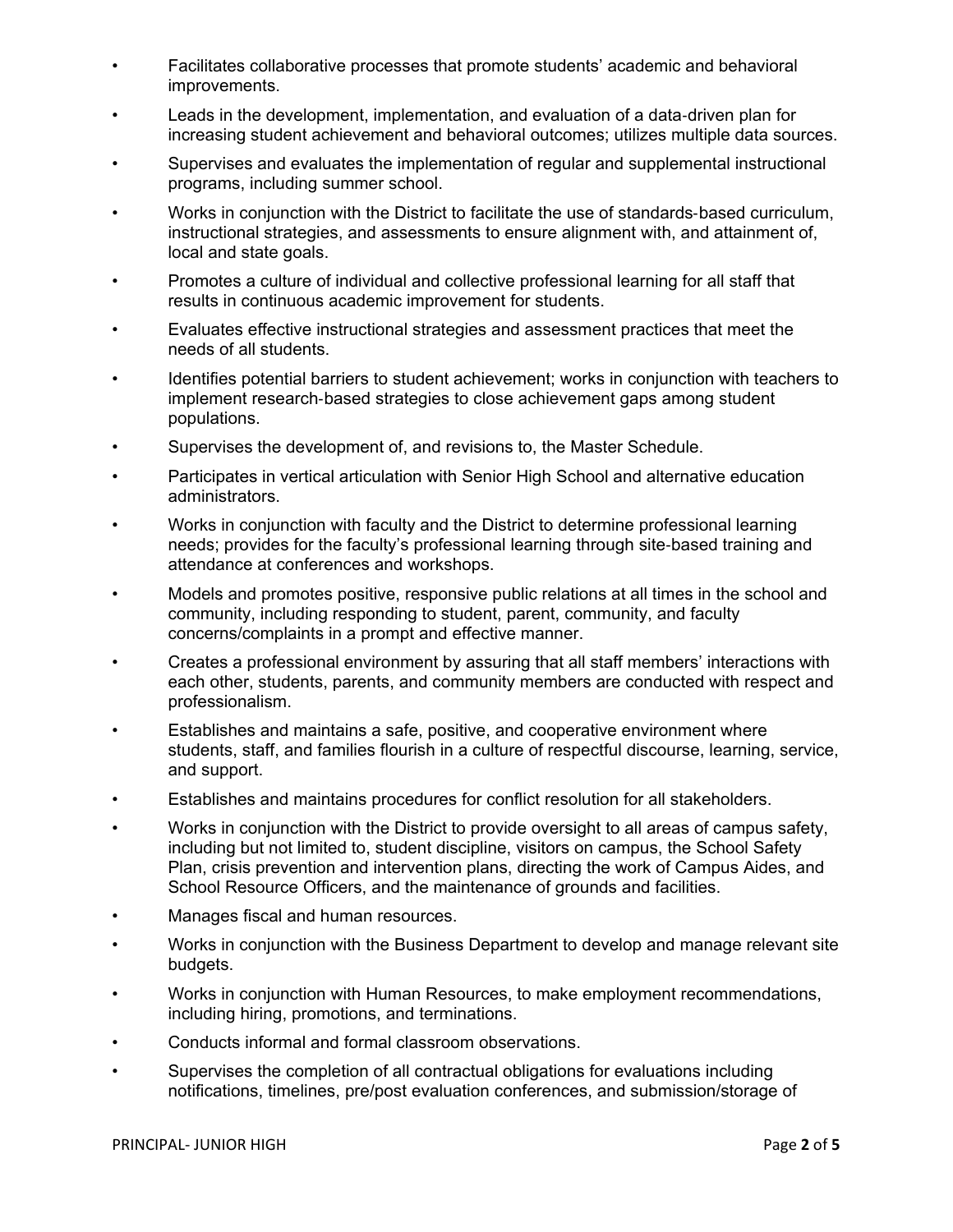- Facilitates collaborative processes that promote students' academic and behavioral improvements.
- Leads in the development, implementation, and evaluation of a data-driven plan for increasing student achievement and behavioral outcomes; utilizes multiple data sources.
- Supervises and evaluates the implementation of regular and supplemental instructional programs, including summer school.
- Works in conjunction with the District to facilitate the use of standards-based curriculum, instructional strategies, and assessments to ensure alignment with, and attainment of, local and state goals.
- Promotes a culture of individual and collective professional learning for all staff that results in continuous academic improvement for students.
- Evaluates effective instructional strategies and assessment practices that meet the needs of all students.
- Identifies potential barriers to student achievement; works in conjunction with teachers to implement research-based strategies to close achievement gaps among student populations.
- Supervises the development of, and revisions to, the Master Schedule.
- Participates in vertical articulation with Senior High School and alternative education administrators.
- Works in conjunction with faculty and the District to determine professional learning needs; provides for the faculty's professional learning through site-based training and attendance at conferences and workshops.
- Models and promotes positive, responsive public relations at all times in the school and community, including responding to student, parent, community, and faculty concerns/complaints in a prompt and effective manner.
- Creates a professional environment by assuring that all staff members' interactions with each other, students, parents, and community members are conducted with respect and professionalism.
- Establishes and maintains a safe, positive, and cooperative environment where students, staff, and families flourish in a culture of respectful discourse, learning, service, and support.
- Establishes and maintains procedures for conflict resolution for all stakeholders.
- Works in conjunction with the District to provide oversight to all areas of campus safety, including but not limited to, student discipline, visitors on campus, the School Safety Plan, crisis prevention and intervention plans, directing the work of Campus Aides, and School Resource Officers, and the maintenance of grounds and facilities.
- Manages fiscal and human resources.
- Works in conjunction with the Business Department to develop and manage relevant site budgets.
- Works in conjunction with Human Resources, to make employment recommendations, including hiring, promotions, and terminations.
- Conducts informal and formal classroom observations.
- Supervises the completion of all contractual obligations for evaluations including notifications, timelines, pre/post evaluation conferences, and submission/storage of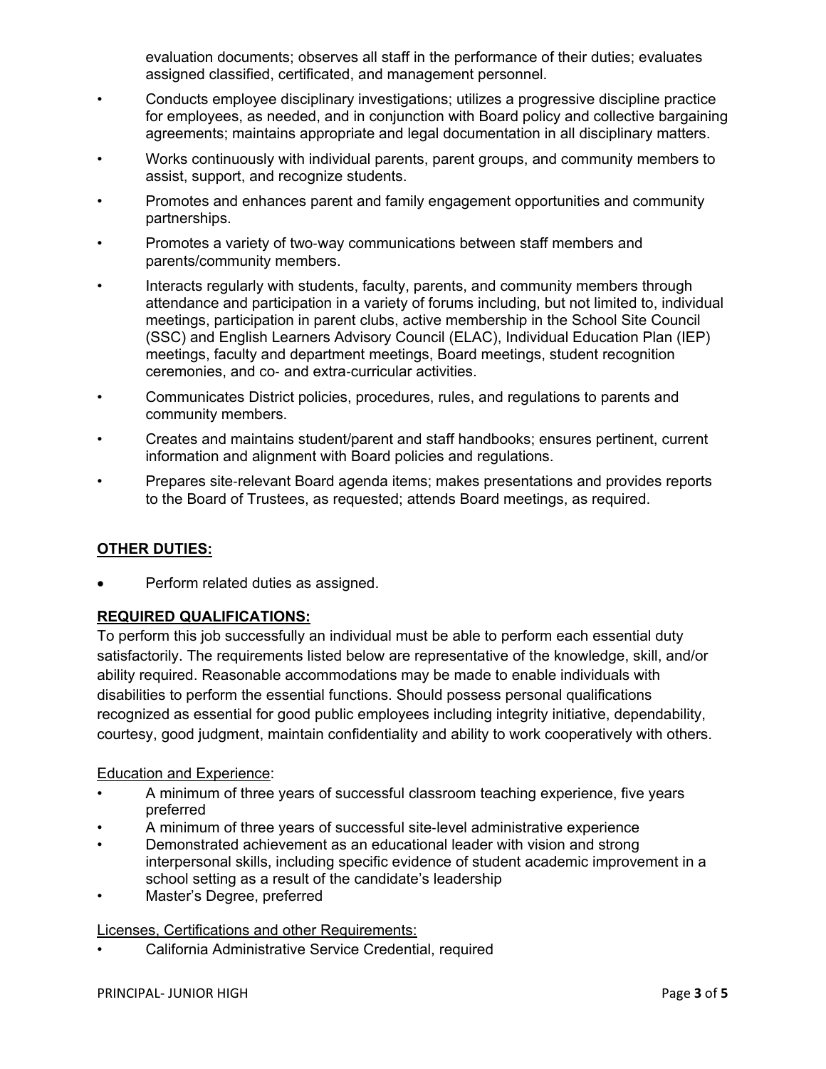evaluation documents; observes all staff in the performance of their duties; evaluates assigned classified, certificated, and management personnel.

- Conducts employee disciplinary investigations; utilizes a progressive discipline practice for employees, as needed, and in conjunction with Board policy and collective bargaining agreements; maintains appropriate and legal documentation in all disciplinary matters.
- Works continuously with individual parents, parent groups, and community members to assist, support, and recognize students.
- Promotes and enhances parent and family engagement opportunities and community partnerships.
- Promotes a variety of two-way communications between staff members and parents/community members.
- Interacts regularly with students, faculty, parents, and community members through attendance and participation in a variety of forums including, but not limited to, individual meetings, participation in parent clubs, active membership in the School Site Council (SSC) and English Learners Advisory Council (ELAC), Individual Education Plan (IEP) meetings, faculty and department meetings, Board meetings, student recognition ceremonies, and co- and extra-curricular activities.
- Communicates District policies, procedures, rules, and regulations to parents and community members.
- Creates and maintains student/parent and staff handbooks; ensures pertinent, current information and alignment with Board policies and regulations.
- Prepares site-relevant Board agenda items; makes presentations and provides reports to the Board of Trustees, as requested; attends Board meetings, as required.

## OTHER DUTIES:

- Perform related duties as assigned.

## REQUIRED QUALIFICATIONS:

To perform this job successfully an individual must be able to perform each essential duty satisfactorily. The requirements listed below are representative of the knowledge, skill, and/or ability required. Reasonable accommodations may be made to enable individuals with disabilities to perform the essential functions. Should possess personal qualifications recognized as essential for good public employees including integrity initiative, dependability, courtesy, good judgment, maintain confidentiality and ability to work cooperatively with others.

Education and Experience:

- A minimum of three years of successful classroom teaching experience, five years preferred
- A minimum of three years of successful site-level administrative experience
- Demonstrated achievement as an educational leader with vision and strong interpersonal skills, including specific evidence of student academic improvement in a school setting as a result of the candidate's leadership
- Master's Degree, preferred

Licenses, Certifications and other Requirements:

- California Administrative Service Credential, required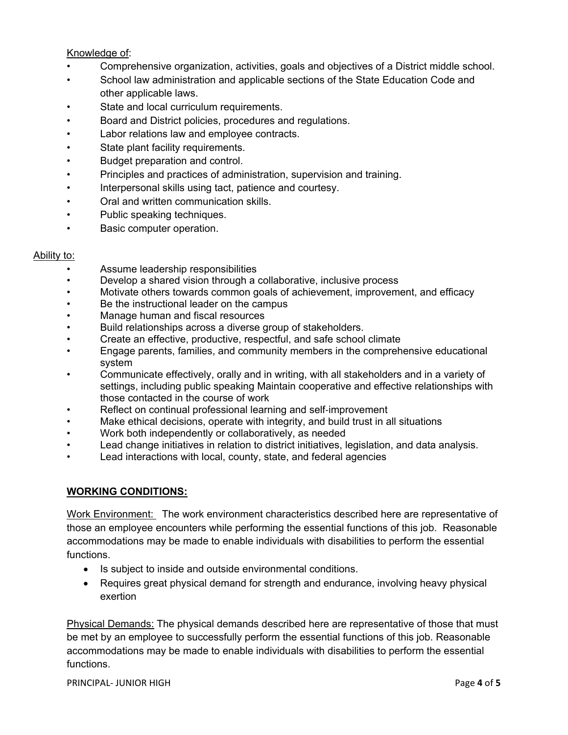Knowledge of:

- Comprehensive organization, activities, goals and objectives of a District middle school.
- School law administration and applicable sections of the State Education Code and other applicable laws.
- State and local curriculum requirements.
- Board and District policies, procedures and regulations.
- Labor relations law and employee contracts.
- State plant facility requirements.
- Budget preparation and control.
- Principles and practices of administration, supervision and training.
- Interpersonal skills using tact, patience and courtesy.
- Oral and written communication skills.
- Public speaking techniques.
- Basic computer operation.

Ability to:

- Assume leadership responsibilities
- Develop a shared vision through a collaborative, inclusive process
- Motivate others towards common goals of achievement, improvement, and efficacy
- Be the instructional leader on the campus
- Manage human and fiscal resources
- Build relationships across a diverse group of stakeholders.
- Create an effective, productive, respectful, and safe school climate
- Engage parents, families, and community members in the comprehensive educational system
- Communicate effectively, orally and in writing, with all stakeholders and in a variety of settings, including public speaking Maintain cooperative and effective relationships with those contacted in the course of work
- Reflect on continual professional learning and self-improvement
- Make ethical decisions, operate with integrity, and build trust in all situations
- Work both independently or collaboratively, as needed
- Lead change initiatives in relation to district initiatives, legislation, and data analysis.
- Lead interactions with local, county, state, and federal agencies

## WORKING CONDITIONS:

Work Environment: The work environment characteristics described here are representative of those an employee encounters while performing the essential functions of this job. Reasonable accommodations may be made to enable individuals with disabilities to perform the essential functions.

- Is subject to inside and outside environmental conditions.
- Requires great physical demand for strength and endurance, involving heavy physical exertion

Physical Demands: The physical demands described here are representative of those that must be met by an employee to successfully perform the essential functions of this job. Reasonable accommodations may be made to enable individuals with disabilities to perform the essential functions.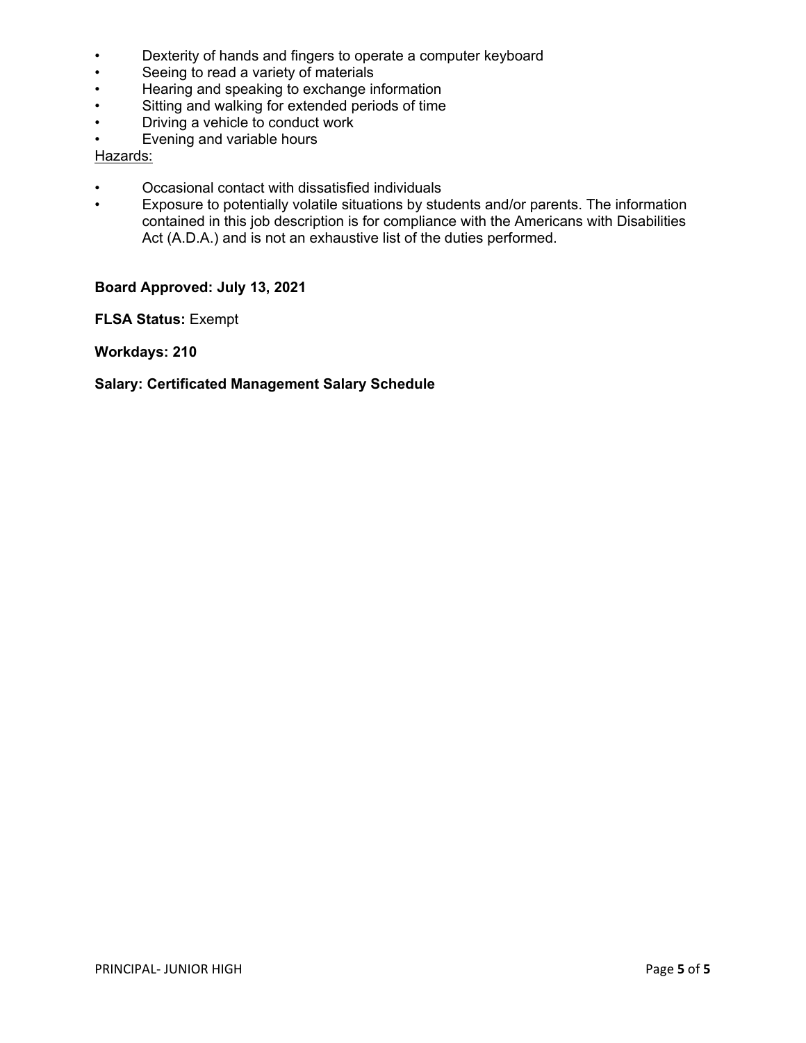- Dexterity of hands and fingers to operate a computer keyboard
- Seeing to read a variety of materials
- Hearing and speaking to exchange information
- Sitting and walking for extended periods of time
- Driving a vehicle to conduct work
- Evening and variable hours

<u>Hazards:</u>

- Occasional contact with dissatisfied individuals
- Exposure to potentially volatile situations by students and/or parents. The information contained in this job description is for compliance with the Americans with Disabilities Act (A.D.A.) and is not an exhaustive list of the duties performed.

**Board Approved: July 13, 2021**

**FLSA Status:** Exempt

**Workdays: 210**

**Salary: Certificated Management Salary Schedule**